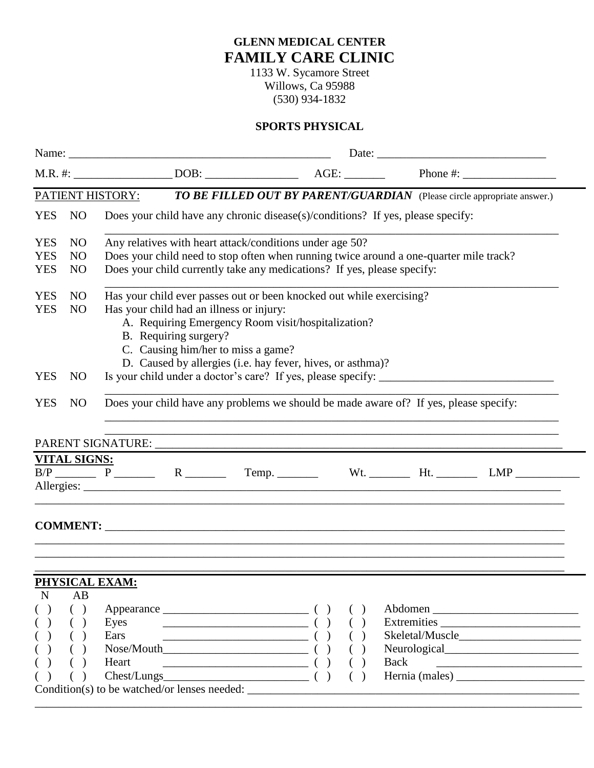# GLENN MEDICAL CENTER
# FAMILY CARE CLINIC

1133 W. Sycamore Street
Willows, Ca 95988
(530) 934-1832

## SPORTS PHYSICAL

Name: ______________________________________________ Date: ____________________________

M.R. #: ________________ DOB: ________________ AGE: _______ Phone #: ________________

PATIENT HISTORY: ***TO BE FILLED OUT BY PARENT/GUARDIAN*** (Please circle appropriate answer.)

YES NO Does your child have any chronic disease(s)/conditions? If yes, please specify:
________________________________________________________________________________

YES NO Any relatives with heart attack/conditions under age 50?

YES NO Does your child need to stop often when running twice around a one-quarter mile track?

YES NO Does your child currently take any medications? If yes, please specify:
________________________________________________________________________________

YES NO Has your child ever passes out or been knocked out while exercising?

YES NO Has your child had an illness or injury:

A. Requiring Emergency Room visit/hospitalization?
B. Requiring surgery?
C. Causing him/her to miss a game?
D. Caused by allergies (i.e. hay fever, hives, or asthma)?

YES NO Is your child under a doctor's care? If yes, please specify: ______________________________
________________________________________________________________________________

YES NO Does your child have any problems we should be made aware of? If yes, please specify:
________________________________________________________________________________
________________________________________________________________________________

PARENT SIGNATURE: ________________________________________________________________________

**VITAL SIGNS:**

B/P _______ P _______ R _______ Temp. _______ Wt. _______ Ht. _______ LMP ___________

Allergies: ______________________________________________________________________________
________________________________________________________________________________________

**COMMENT:** ____________________________________________________________________________
________________________________________________________________________________________
________________________________________________________________________________________
________________________________________________________________________________________

**PHYSICAL EXAM:**

| N | AB | | N | AB | |
|---|---|---|---|---|---|
| ( ) | ( ) | Appearance ________________________ | ( ) | ( ) | Abdomen ________________________ |
| ( ) | ( ) | Eyes ________________________ | ( ) | ( ) | Extremities ________________________ |
| ( ) | ( ) | Ears ________________________ | ( ) | ( ) | Skeletal/Muscle______________________ |
| ( ) | ( ) | Nose/Mouth________________________ | ( ) | ( ) | Neurological________________________ |
| ( ) | ( ) | Heart ________________________ | ( ) | ( ) | Back ________________________ |
| ( ) | ( ) | Chest/Lungs________________________ | ( ) | ( ) | Hernia (males) ______________________ |

Condition(s) to be watched/or lenses needed: ____________________________________________________
________________________________________________________________________________________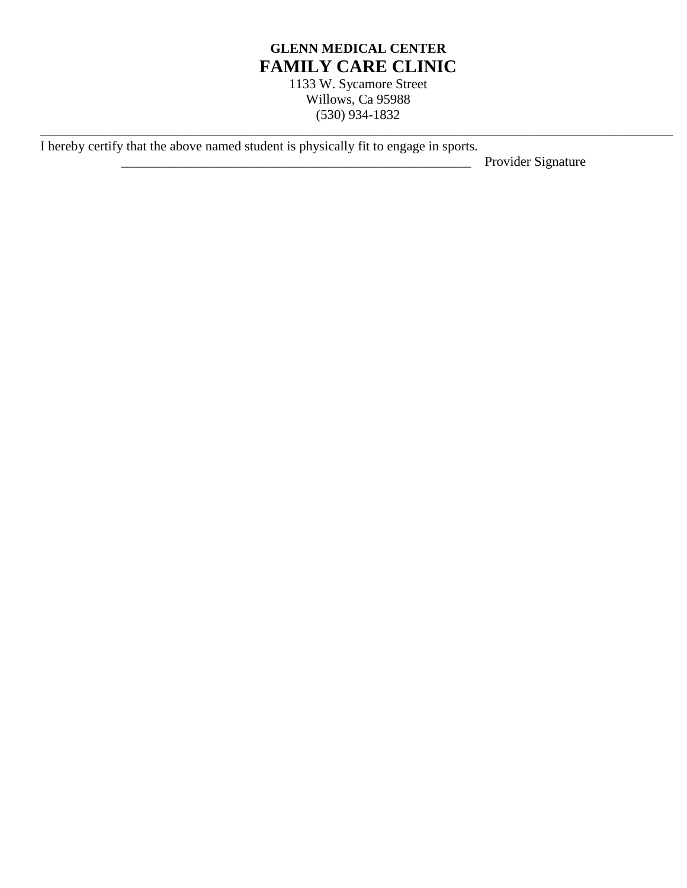**GLENN MEDICAL CENTER**

**FAMILY CARE CLINIC**

1133 W. Sycamore Street
Willows, Ca 95988
(530) 934-1832

---

I hereby certify that the above named student is physically fit to engage in sports.

_______________________________________________________ Provider Signature